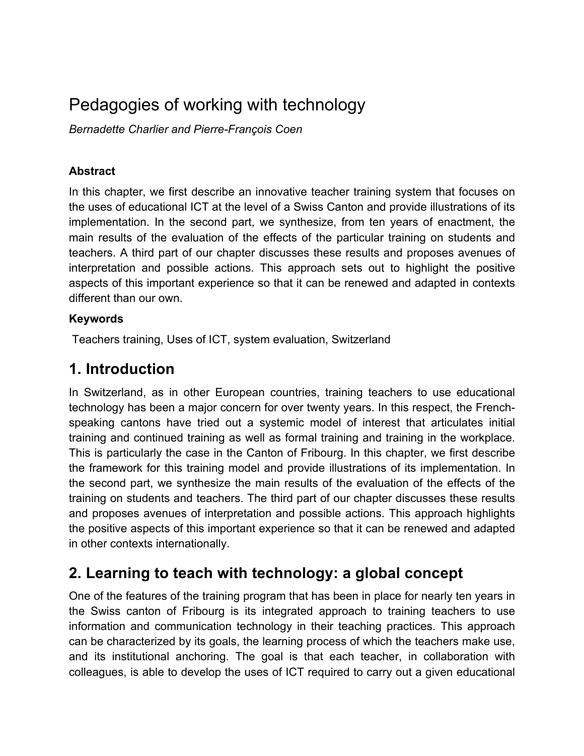# Pedagogies of working with technology

*Bernadette Charlier and Pierre-François Coen*

**Abstract**

In this chapter, we first describe an innovative teacher training system that focuses on the uses of educational ICT at the level of a Swiss Canton and provide illustrations of its implementation. In the second part, we synthesize, from ten years of enactment, the main results of the evaluation of the effects of the particular training on students and teachers. A third part of our chapter discusses these results and proposes avenues of interpretation and possible actions. This approach sets out to highlight the positive aspects of this important experience so that it can be renewed and adapted in contexts different than our own.

**Keywords**

Teachers training, Uses of ICT, system evaluation, Switzerland

## 1. Introduction

In Switzerland, as in other European countries, training teachers to use educational technology has been a major concern for over twenty years. In this respect, the French-speaking cantons have tried out a systemic model of interest that articulates initial training and continued training as well as formal training and training in the workplace. This is particularly the case in the Canton of Fribourg. In this chapter, we first describe the framework for this training model and provide illustrations of its implementation. In the second part, we synthesize the main results of the evaluation of the effects of the training on students and teachers. The third part of our chapter discusses these results and proposes avenues of interpretation and possible actions. This approach highlights the positive aspects of this important experience so that it can be renewed and adapted in other contexts internationally.

## 2. Learning to teach with technology: a global concept

One of the features of the training program that has been in place for nearly ten years in the Swiss canton of Fribourg is its integrated approach to training teachers to use information and communication technology in their teaching practices. This approach can be characterized by its goals, the learning process of which the teachers make use, and its institutional anchoring. The goal is that each teacher, in collaboration with colleagues, is able to develop the uses of ICT required to carry out a given educational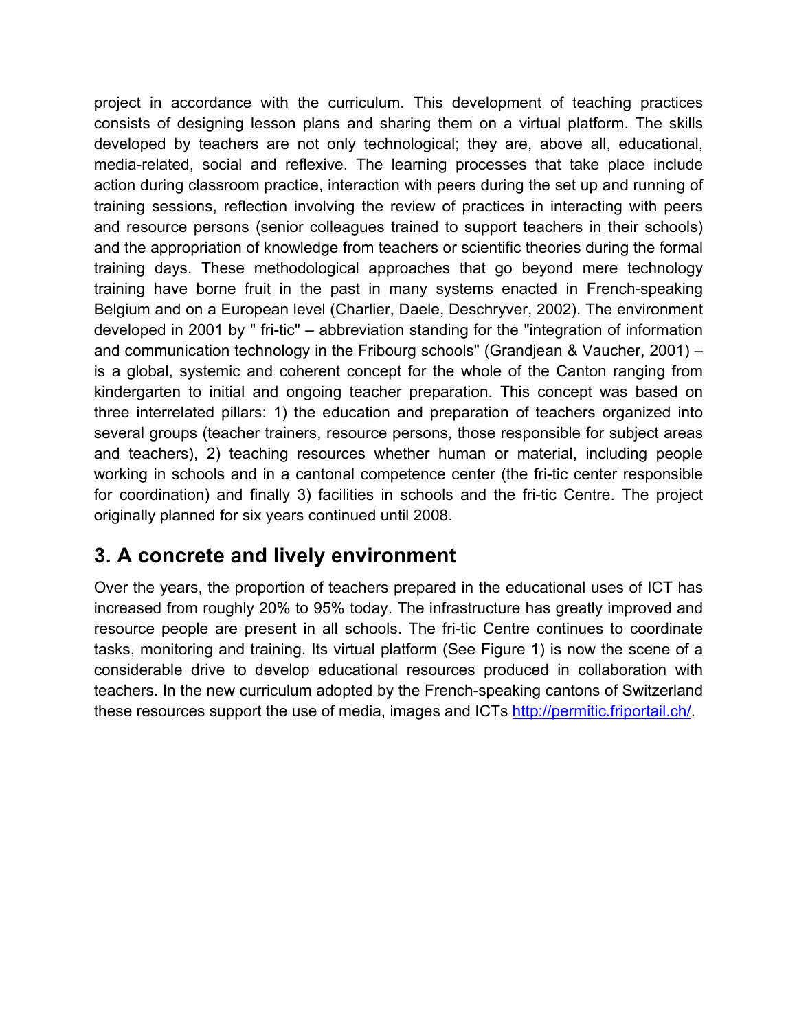project in accordance with the curriculum. This development of teaching practices consists of designing lesson plans and sharing them on a virtual platform. The skills developed by teachers are not only technological; they are, above all, educational, media-related, social and reflexive. The learning processes that take place include action during classroom practice, interaction with peers during the set up and running of training sessions, reflection involving the review of practices in interacting with peers and resource persons (senior colleagues trained to support teachers in their schools) and the appropriation of knowledge from teachers or scientific theories during the formal training days. These methodological approaches that go beyond mere technology training have borne fruit in the past in many systems enacted in French-speaking Belgium and on a European level (Charlier, Daele, Deschryver, 2002). The environment developed in 2001 by " fri-tic" – abbreviation standing for the "integration of information and communication technology in the Fribourg schools" (Grandjean & Vaucher, 2001) – is a global, systemic and coherent concept for the whole of the Canton ranging from kindergarten to initial and ongoing teacher preparation. This concept was based on three interrelated pillars: 1) the education and preparation of teachers organized into several groups (teacher trainers, resource persons, those responsible for subject areas and teachers), 2) teaching resources whether human or material, including people working in schools and in a cantonal competence center (the fri-tic center responsible for coordination) and finally 3) facilities in schools and the fri-tic Centre. The project originally planned for six years continued until 2008.

## 3. A concrete and lively environment

Over the years, the proportion of teachers prepared in the educational uses of ICT has increased from roughly 20% to 95% today. The infrastructure has greatly improved and resource people are present in all schools. The fri-tic Centre continues to coordinate tasks, monitoring and training. Its virtual platform (See Figure 1) is now the scene of a considerable drive to develop educational resources produced in collaboration with teachers. In the new curriculum adopted by the French-speaking cantons of Switzerland these resources support the use of media, images and ICTs http://permitic.friportail.ch/.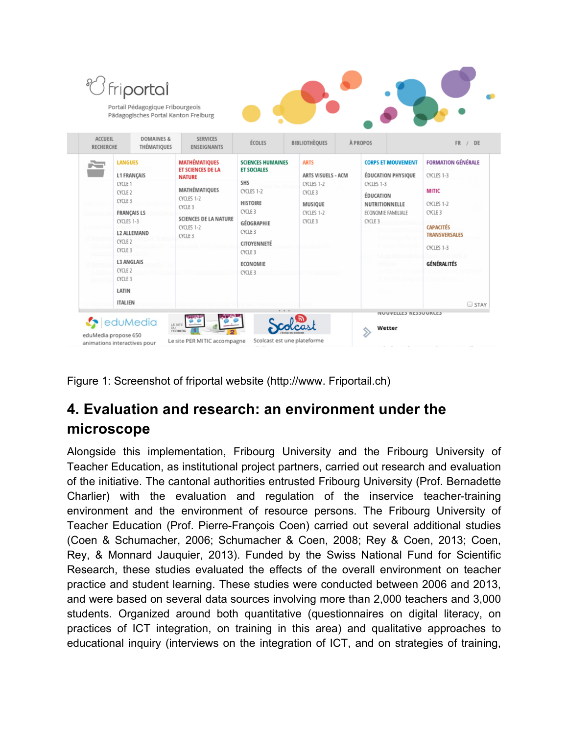Figure 1: Screenshot of friportal website (http://www. Friportail.ch)

## 4. Evaluation and research: an environment under the microscope

Alongside this implementation, Fribourg University and the Fribourg University of Teacher Education, as institutional project partners, carried out research and evaluation of the initiative. The cantonal authorities entrusted Fribourg University (Prof. Bernadette Charlier) with the evaluation and regulation of the inservice teacher-training environment and the environment of resource persons. The Fribourg University of Teacher Education (Prof. Pierre-François Coen) carried out several additional studies (Coen & Schumacher, 2006; Schumacher & Coen, 2008; Rey & Coen, 2013; Coen, Rey, & Monnard Jauquier, 2013). Funded by the Swiss National Fund for Scientific Research, these studies evaluated the effects of the overall environment on teacher practice and student learning. These studies were conducted between 2006 and 2013, and were based on several data sources involving more than 2,000 teachers and 3,000 students. Organized around both quantitative (questionnaires on digital literacy, on practices of ICT integration, on training in this area) and qualitative approaches to educational inquiry (interviews on the integration of ICT, and on strategies of training,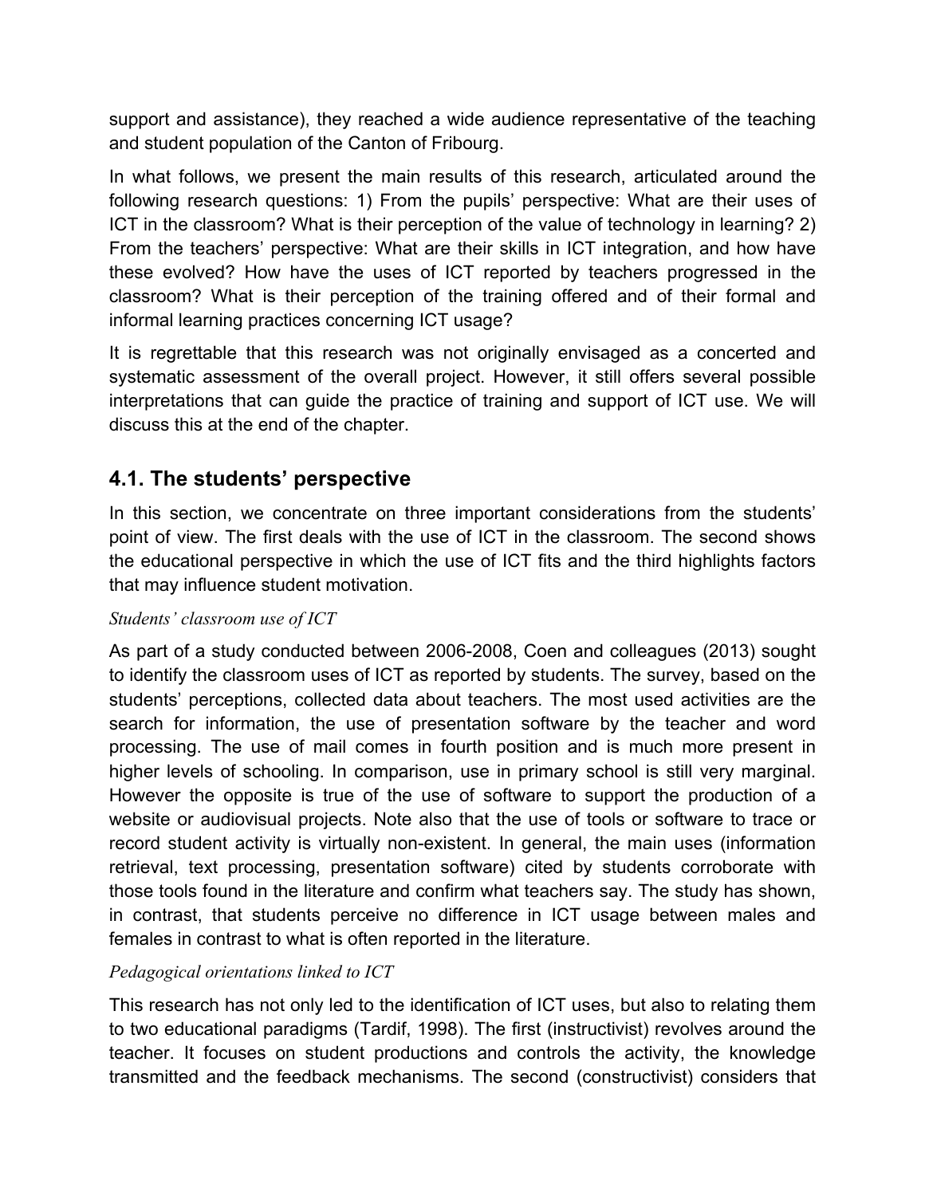support and assistance), they reached a wide audience representative of the teaching and student population of the Canton of Fribourg.

In what follows, we present the main results of this research, articulated around the following research questions: 1) From the pupils' perspective: What are their uses of ICT in the classroom? What is their perception of the value of technology in learning? 2) From the teachers' perspective: What are their skills in ICT integration, and how have these evolved? How have the uses of ICT reported by teachers progressed in the classroom? What is their perception of the training offered and of their formal and informal learning practices concerning ICT usage?

It is regrettable that this research was not originally envisaged as a concerted and systematic assessment of the overall project. However, it still offers several possible interpretations that can guide the practice of training and support of ICT use. We will discuss this at the end of the chapter.

## 4.1. The students' perspective

In this section, we concentrate on three important considerations from the students' point of view. The first deals with the use of ICT in the classroom. The second shows the educational perspective in which the use of ICT fits and the third highlights factors that may influence student motivation.

*Students' classroom use of ICT*

As part of a study conducted between 2006-2008, Coen and colleagues (2013) sought to identify the classroom uses of ICT as reported by students. The survey, based on the students' perceptions, collected data about teachers. The most used activities are the search for information, the use of presentation software by the teacher and word processing. The use of mail comes in fourth position and is much more present in higher levels of schooling. In comparison, use in primary school is still very marginal. However the opposite is true of the use of software to support the production of a website or audiovisual projects. Note also that the use of tools or software to trace or record student activity is virtually non-existent. In general, the main uses (information retrieval, text processing, presentation software) cited by students corroborate with those tools found in the literature and confirm what teachers say. The study has shown, in contrast, that students perceive no difference in ICT usage between males and females in contrast to what is often reported in the literature.

*Pedagogical orientations linked to ICT*

This research has not only led to the identification of ICT uses, but also to relating them to two educational paradigms (Tardif, 1998). The first (instructivist) revolves around the teacher. It focuses on student productions and controls the activity, the knowledge transmitted and the feedback mechanisms. The second (constructivist) considers that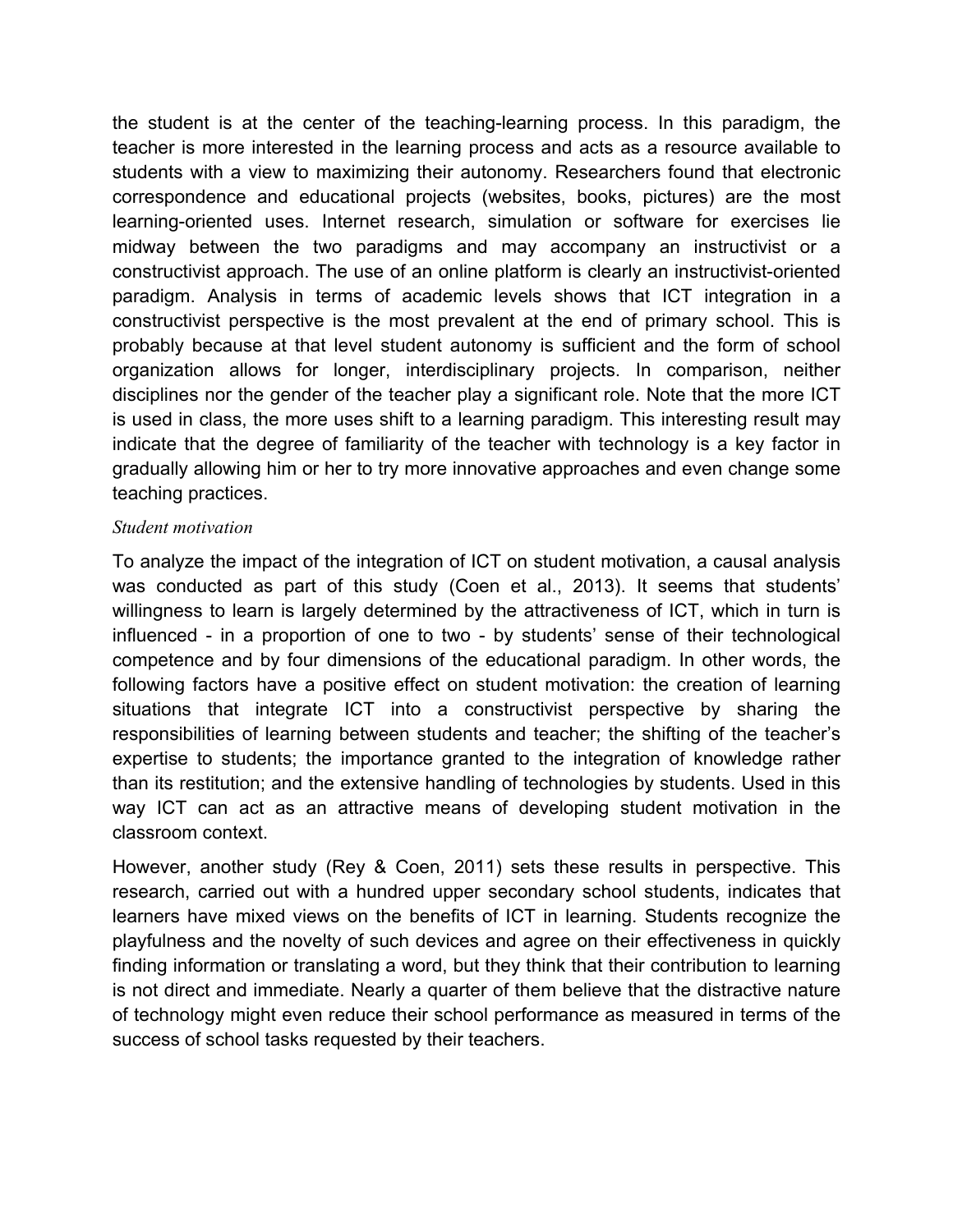the student is at the center of the teaching-learning process. In this paradigm, the teacher is more interested in the learning process and acts as a resource available to students with a view to maximizing their autonomy. Researchers found that electronic correspondence and educational projects (websites, books, pictures) are the most learning-oriented uses. Internet research, simulation or software for exercises lie midway between the two paradigms and may accompany an instructivist or a constructivist approach. The use of an online platform is clearly an instructivist-oriented paradigm. Analysis in terms of academic levels shows that ICT integration in a constructivist perspective is the most prevalent at the end of primary school. This is probably because at that level student autonomy is sufficient and the form of school organization allows for longer, interdisciplinary projects. In comparison, neither disciplines nor the gender of the teacher play a significant role. Note that the more ICT is used in class, the more uses shift to a learning paradigm. This interesting result may indicate that the degree of familiarity of the teacher with technology is a key factor in gradually allowing him or her to try more innovative approaches and even change some teaching practices.

*Student motivation*

To analyze the impact of the integration of ICT on student motivation, a causal analysis was conducted as part of this study (Coen et al., 2013). It seems that students' willingness to learn is largely determined by the attractiveness of ICT, which in turn is influenced - in a proportion of one to two - by students' sense of their technological competence and by four dimensions of the educational paradigm. In other words, the following factors have a positive effect on student motivation: the creation of learning situations that integrate ICT into a constructivist perspective by sharing the responsibilities of learning between students and teacher; the shifting of the teacher's expertise to students; the importance granted to the integration of knowledge rather than its restitution; and the extensive handling of technologies by students. Used in this way ICT can act as an attractive means of developing student motivation in the classroom context.

However, another study (Rey & Coen, 2011) sets these results in perspective. This research, carried out with a hundred upper secondary school students, indicates that learners have mixed views on the benefits of ICT in learning. Students recognize the playfulness and the novelty of such devices and agree on their effectiveness in quickly finding information or translating a word, but they think that their contribution to learning is not direct and immediate. Nearly a quarter of them believe that the distractive nature of technology might even reduce their school performance as measured in terms of the success of school tasks requested by their teachers.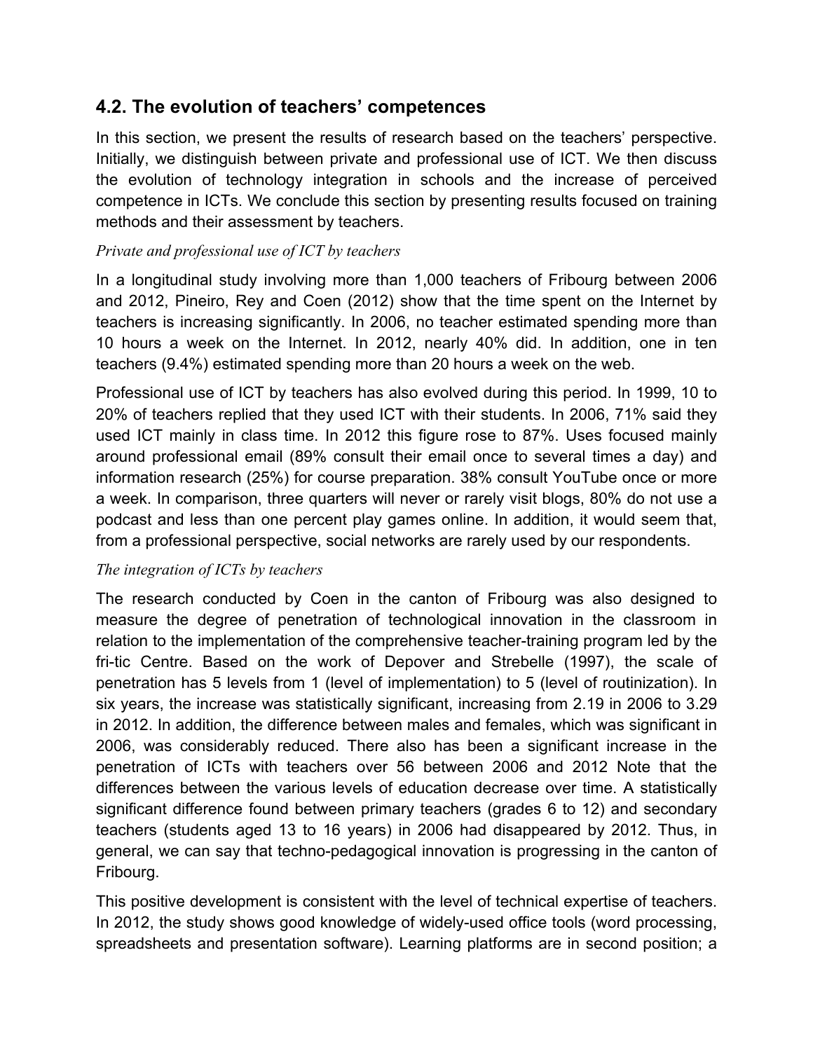## 4.2. The evolution of teachers' competences

In this section, we present the results of research based on the teachers' perspective. Initially, we distinguish between private and professional use of ICT. We then discuss the evolution of technology integration in schools and the increase of perceived competence in ICTs. We conclude this section by presenting results focused on training methods and their assessment by teachers.

*Private and professional use of ICT by teachers*

In a longitudinal study involving more than 1,000 teachers of Fribourg between 2006 and 2012, Pineiro, Rey and Coen (2012) show that the time spent on the Internet by teachers is increasing significantly. In 2006, no teacher estimated spending more than 10 hours a week on the Internet. In 2012, nearly 40% did. In addition, one in ten teachers (9.4%) estimated spending more than 20 hours a week on the web.

Professional use of ICT by teachers has also evolved during this period. In 1999, 10 to 20% of teachers replied that they used ICT with their students. In 2006, 71% said they used ICT mainly in class time. In 2012 this figure rose to 87%. Uses focused mainly around professional email (89% consult their email once to several times a day) and information research (25%) for course preparation. 38% consult YouTube once or more a week. In comparison, three quarters will never or rarely visit blogs, 80% do not use a podcast and less than one percent play games online. In addition, it would seem that, from a professional perspective, social networks are rarely used by our respondents.

*The integration of ICTs by teachers*

The research conducted by Coen in the canton of Fribourg was also designed to measure the degree of penetration of technological innovation in the classroom in relation to the implementation of the comprehensive teacher-training program led by the fri-tic Centre. Based on the work of Depover and Strebelle (1997), the scale of penetration has 5 levels from 1 (level of implementation) to 5 (level of routinization). In six years, the increase was statistically significant, increasing from 2.19 in 2006 to 3.29 in 2012. In addition, the difference between males and females, which was significant in 2006, was considerably reduced. There also has been a significant increase in the penetration of ICTs with teachers over 56 between 2006 and 2012 Note that the differences between the various levels of education decrease over time. A statistically significant difference found between primary teachers (grades 6 to 12) and secondary teachers (students aged 13 to 16 years) in 2006 had disappeared by 2012. Thus, in general, we can say that techno-pedagogical innovation is progressing in the canton of Fribourg.

This positive development is consistent with the level of technical expertise of teachers. In 2012, the study shows good knowledge of widely-used office tools (word processing, spreadsheets and presentation software). Learning platforms are in second position; a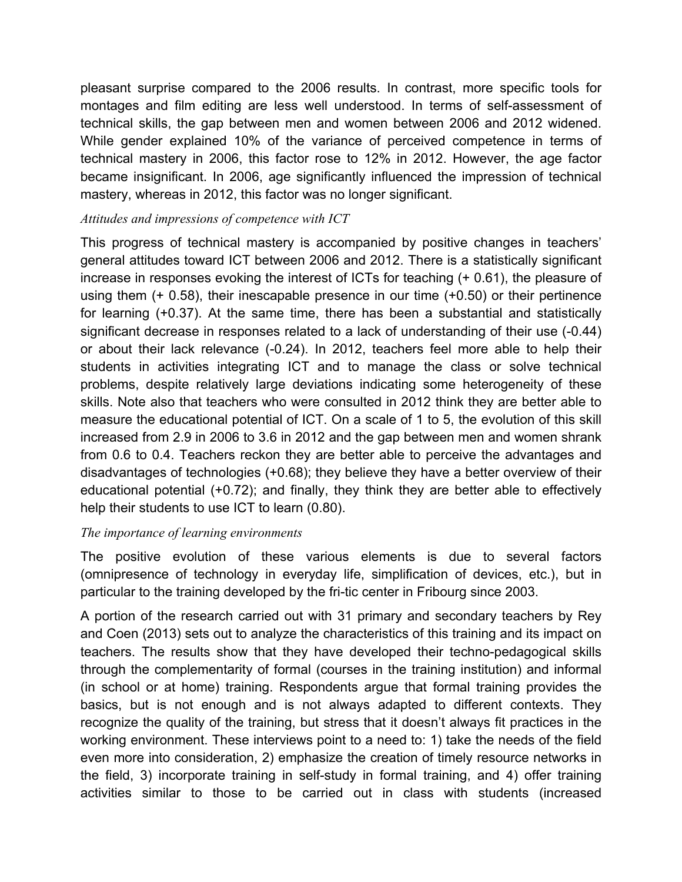pleasant surprise compared to the 2006 results. In contrast, more specific tools for montages and film editing are less well understood. In terms of self-assessment of technical skills, the gap between men and women between 2006 and 2012 widened. While gender explained 10% of the variance of perceived competence in terms of technical mastery in 2006, this factor rose to 12% in 2012. However, the age factor became insignificant. In 2006, age significantly influenced the impression of technical mastery, whereas in 2012, this factor was no longer significant.

### *Attitudes and impressions of competence with ICT*

This progress of technical mastery is accompanied by positive changes in teachers' general attitudes toward ICT between 2006 and 2012. There is a statistically significant increase in responses evoking the interest of ICTs for teaching (+ 0.61), the pleasure of using them (+ 0.58), their inescapable presence in our time (+0.50) or their pertinence for learning (+0.37). At the same time, there has been a substantial and statistically significant decrease in responses related to a lack of understanding of their use (-0.44) or about their lack relevance (-0.24). In 2012, teachers feel more able to help their students in activities integrating ICT and to manage the class or solve technical problems, despite relatively large deviations indicating some heterogeneity of these skills. Note also that teachers who were consulted in 2012 think they are better able to measure the educational potential of ICT. On a scale of 1 to 5, the evolution of this skill increased from 2.9 in 2006 to 3.6 in 2012 and the gap between men and women shrank from 0.6 to 0.4. Teachers reckon they are better able to perceive the advantages and disadvantages of technologies (+0.68); they believe they have a better overview of their educational potential (+0.72); and finally, they think they are better able to effectively help their students to use ICT to learn (0.80).

### *The importance of learning environments*

The positive evolution of these various elements is due to several factors (omnipresence of technology in everyday life, simplification of devices, etc.), but in particular to the training developed by the fri-tic center in Fribourg since 2003.

A portion of the research carried out with 31 primary and secondary teachers by Rey and Coen (2013) sets out to analyze the characteristics of this training and its impact on teachers. The results show that they have developed their techno-pedagogical skills through the complementarity of formal (courses in the training institution) and informal (in school or at home) training. Respondents argue that formal training provides the basics, but is not enough and is not always adapted to different contexts. They recognize the quality of the training, but stress that it doesn't always fit practices in the working environment. These interviews point to a need to: 1) take the needs of the field even more into consideration, 2) emphasize the creation of timely resource networks in the field, 3) incorporate training in self-study in formal training, and 4) offer training activities similar to those to be carried out in class with students (increased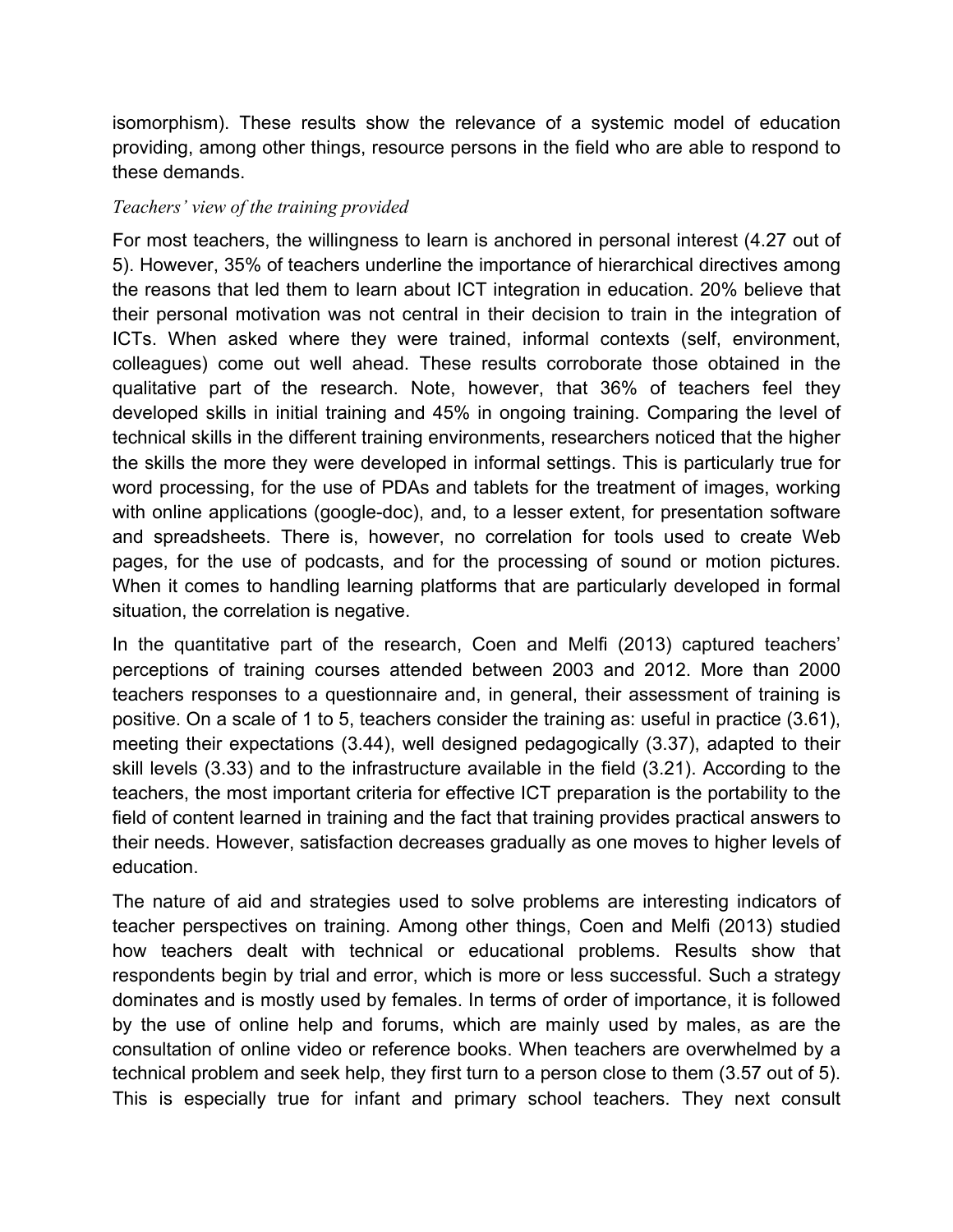isomorphism). These results show the relevance of a systemic model of education providing, among other things, resource persons in the field who are able to respond to these demands.

*Teachers' view of the training provided*

For most teachers, the willingness to learn is anchored in personal interest (4.27 out of 5). However, 35% of teachers underline the importance of hierarchical directives among the reasons that led them to learn about ICT integration in education. 20% believe that their personal motivation was not central in their decision to train in the integration of ICTs. When asked where they were trained, informal contexts (self, environment, colleagues) come out well ahead. These results corroborate those obtained in the qualitative part of the research. Note, however, that 36% of teachers feel they developed skills in initial training and 45% in ongoing training. Comparing the level of technical skills in the different training environments, researchers noticed that the higher the skills the more they were developed in informal settings. This is particularly true for word processing, for the use of PDAs and tablets for the treatment of images, working with online applications (google-doc), and, to a lesser extent, for presentation software and spreadsheets. There is, however, no correlation for tools used to create Web pages, for the use of podcasts, and for the processing of sound or motion pictures. When it comes to handling learning platforms that are particularly developed in formal situation, the correlation is negative.

In the quantitative part of the research, Coen and Melfi (2013) captured teachers' perceptions of training courses attended between 2003 and 2012. More than 2000 teachers responses to a questionnaire and, in general, their assessment of training is positive. On a scale of 1 to 5, teachers consider the training as: useful in practice (3.61), meeting their expectations (3.44), well designed pedagogically (3.37), adapted to their skill levels (3.33) and to the infrastructure available in the field (3.21). According to the teachers, the most important criteria for effective ICT preparation is the portability to the field of content learned in training and the fact that training provides practical answers to their needs. However, satisfaction decreases gradually as one moves to higher levels of education.

The nature of aid and strategies used to solve problems are interesting indicators of teacher perspectives on training. Among other things, Coen and Melfi (2013) studied how teachers dealt with technical or educational problems. Results show that respondents begin by trial and error, which is more or less successful. Such a strategy dominates and is mostly used by females. In terms of order of importance, it is followed by the use of online help and forums, which are mainly used by males, as are the consultation of online video or reference books. When teachers are overwhelmed by a technical problem and seek help, they first turn to a person close to them (3.57 out of 5). This is especially true for infant and primary school teachers. They next consult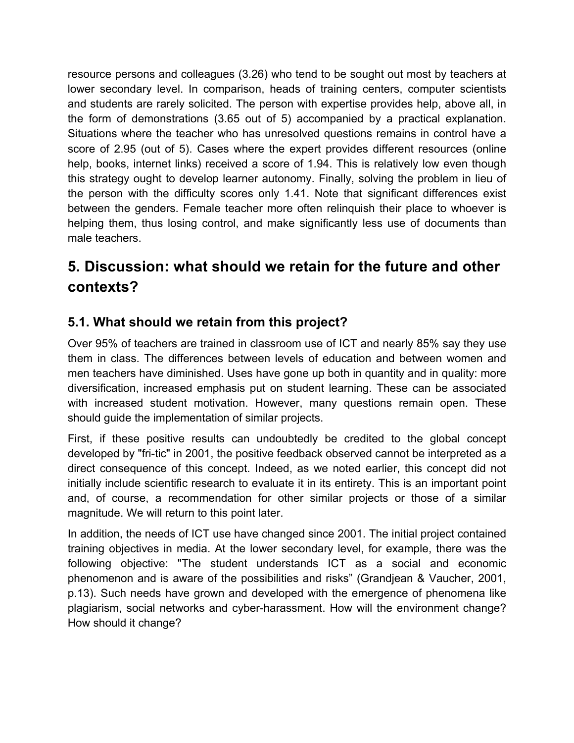resource persons and colleagues (3.26) who tend to be sought out most by teachers at lower secondary level. In comparison, heads of training centers, computer scientists and students are rarely solicited. The person with expertise provides help, above all, in the form of demonstrations (3.65 out of 5) accompanied by a practical explanation. Situations where the teacher who has unresolved questions remains in control have a score of 2.95 (out of 5). Cases where the expert provides different resources (online help, books, internet links) received a score of 1.94. This is relatively low even though this strategy ought to develop learner autonomy. Finally, solving the problem in lieu of the person with the difficulty scores only 1.41. Note that significant differences exist between the genders. Female teacher more often relinquish their place to whoever is helping them, thus losing control, and make significantly less use of documents than male teachers.

## 5. Discussion: what should we retain for the future and other contexts?

### 5.1. What should we retain from this project?

Over 95% of teachers are trained in classroom use of ICT and nearly 85% say they use them in class. The differences between levels of education and between women and men teachers have diminished. Uses have gone up both in quantity and in quality: more diversification, increased emphasis put on student learning. These can be associated with increased student motivation. However, many questions remain open. These should guide the implementation of similar projects.

First, if these positive results can undoubtedly be credited to the global concept developed by "fri-tic" in 2001, the positive feedback observed cannot be interpreted as a direct consequence of this concept. Indeed, as we noted earlier, this concept did not initially include scientific research to evaluate it in its entirety. This is an important point and, of course, a recommendation for other similar projects or those of a similar magnitude. We will return to this point later.

In addition, the needs of ICT use have changed since 2001. The initial project contained training objectives in media. At the lower secondary level, for example, there was the following objective: "The student understands ICT as a social and economic phenomenon and is aware of the possibilities and risks" (Grandjean & Vaucher, 2001, p.13). Such needs have grown and developed with the emergence of phenomena like plagiarism, social networks and cyber-harassment. How will the environment change? How should it change?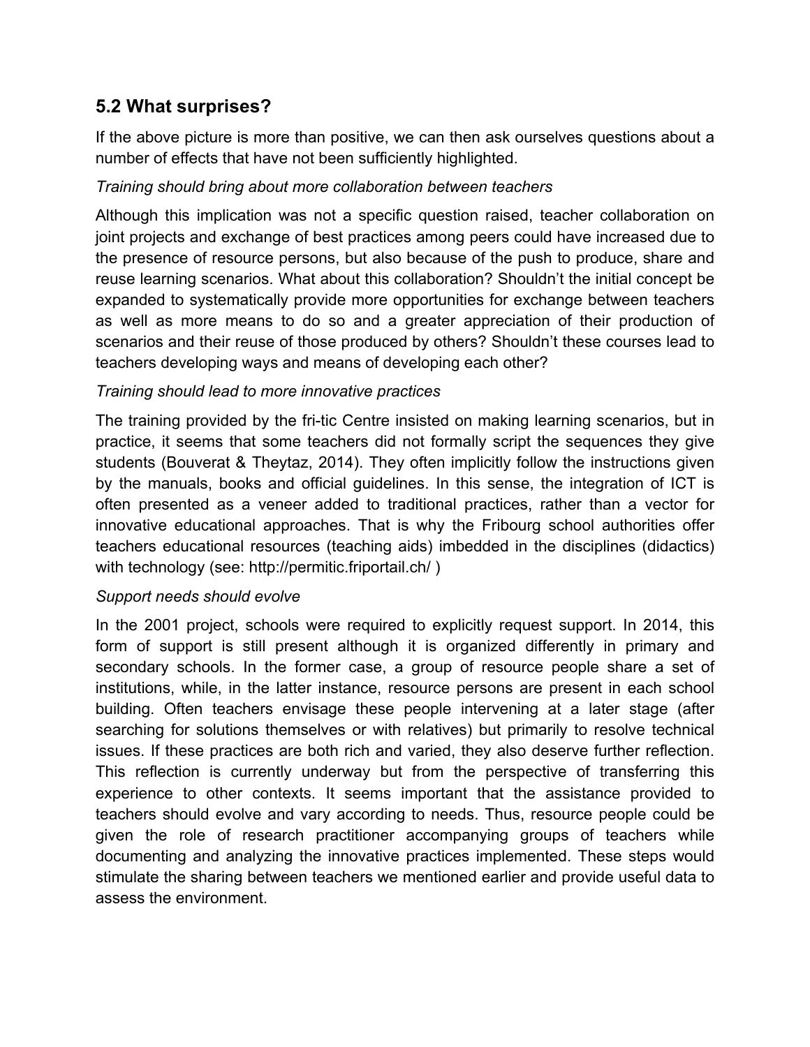## 5.2 What surprises?

If the above picture is more than positive, we can then ask ourselves questions about a number of effects that have not been sufficiently highlighted.

*Training should bring about more collaboration between teachers*

Although this implication was not a specific question raised, teacher collaboration on joint projects and exchange of best practices among peers could have increased due to the presence of resource persons, but also because of the push to produce, share and reuse learning scenarios. What about this collaboration? Shouldn't the initial concept be expanded to systematically provide more opportunities for exchange between teachers as well as more means to do so and a greater appreciation of their production of scenarios and their reuse of those produced by others? Shouldn't these courses lead to teachers developing ways and means of developing each other?

*Training should lead to more innovative practices*

The training provided by the fri-tic Centre insisted on making learning scenarios, but in practice, it seems that some teachers did not formally script the sequences they give students (Bouverat & Theytaz, 2014). They often implicitly follow the instructions given by the manuals, books and official guidelines. In this sense, the integration of ICT is often presented as a veneer added to traditional practices, rather than a vector for innovative educational approaches. That is why the Fribourg school authorities offer teachers educational resources (teaching aids) imbedded in the disciplines (didactics) with technology (see: http://permitic.friportail.ch/ )

*Support needs should evolve*

In the 2001 project, schools were required to explicitly request support. In 2014, this form of support is still present although it is organized differently in primary and secondary schools. In the former case, a group of resource people share a set of institutions, while, in the latter instance, resource persons are present in each school building. Often teachers envisage these people intervening at a later stage (after searching for solutions themselves or with relatives) but primarily to resolve technical issues. If these practices are both rich and varied, they also deserve further reflection. This reflection is currently underway but from the perspective of transferring this experience to other contexts. It seems important that the assistance provided to teachers should evolve and vary according to needs. Thus, resource people could be given the role of research practitioner accompanying groups of teachers while documenting and analyzing the innovative practices implemented. These steps would stimulate the sharing between teachers we mentioned earlier and provide useful data to assess the environment.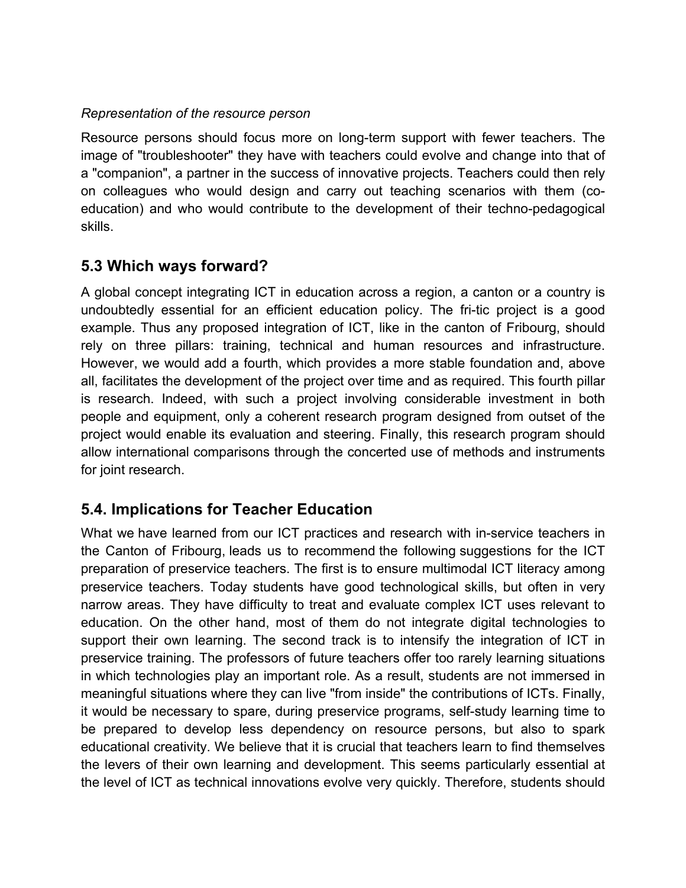*Representation of the resource person*

Resource persons should focus more on long-term support with fewer teachers. The image of "troubleshooter" they have with teachers could evolve and change into that of a "companion", a partner in the success of innovative projects. Teachers could then rely on colleagues who would design and carry out teaching scenarios with them (co-education) and who would contribute to the development of their techno-pedagogical skills.

## 5.3 Which ways forward?

A global concept integrating ICT in education across a region, a canton or a country is undoubtedly essential for an efficient education policy. The fri-tic project is a good example. Thus any proposed integration of ICT, like in the canton of Fribourg, should rely on three pillars: training, technical and human resources and infrastructure. However, we would add a fourth, which provides a more stable foundation and, above all, facilitates the development of the project over time and as required. This fourth pillar is research. Indeed, with such a project involving considerable investment in both people and equipment, only a coherent research program designed from outset of the project would enable its evaluation and steering. Finally, this research program should allow international comparisons through the concerted use of methods and instruments for joint research.

## 5.4. Implications for Teacher Education

What we have learned from our ICT practices and research with in-service teachers in the Canton of Fribourg, leads us to recommend the following suggestions for the ICT preparation of preservice teachers. The first is to ensure multimodal ICT literacy among preservice teachers. Today students have good technological skills, but often in very narrow areas. They have difficulty to treat and evaluate complex ICT uses relevant to education. On the other hand, most of them do not integrate digital technologies to support their own learning. The second track is to intensify the integration of ICT in preservice training. The professors of future teachers offer too rarely learning situations in which technologies play an important role. As a result, students are not immersed in meaningful situations where they can live "from inside" the contributions of ICTs. Finally, it would be necessary to spare, during preservice programs, self-study learning time to be prepared to develop less dependency on resource persons, but also to spark educational creativity. We believe that it is crucial that teachers learn to find themselves the levers of their own learning and development. This seems particularly essential at the level of ICT as technical innovations evolve very quickly. Therefore, students should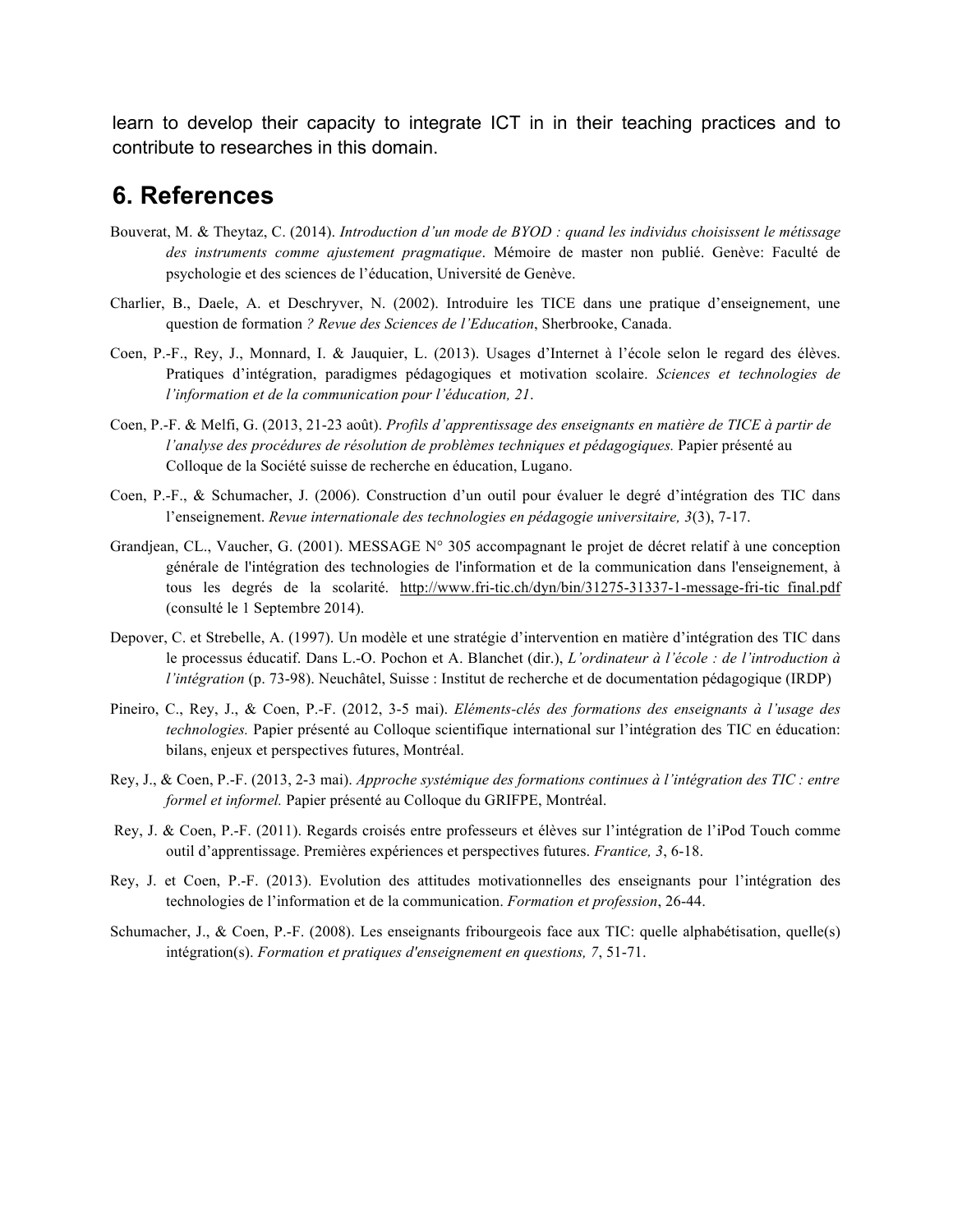learn to develop their capacity to integrate ICT in in their teaching practices and to contribute to researches in this domain.

## 6. References

Bouverat, M. & Theytaz, C. (2014). *Introduction d'un mode de BYOD : quand les individus choisissent le métissage des instruments comme ajustement pragmatique*. Mémoire de master non publié. Genève: Faculté de psychologie et des sciences de l'éducation, Université de Genève.

Charlier, B., Daele, A. et Deschryver, N. (2002). Introduire les TICE dans une pratique d'enseignement, une question de formation *? Revue des Sciences de l'Education*, Sherbrooke, Canada.

Coen, P.-F., Rey, J., Monnard, I. & Jauquier, L. (2013). Usages d'Internet à l'école selon le regard des élèves. Pratiques d'intégration, paradigmes pédagogiques et motivation scolaire. *Sciences et technologies de l'information et de la communication pour l'éducation, 21*.

Coen, P.-F. & Melfi, G. (2013, 21-23 août). *Profils d'apprentissage des enseignants en matière de TICE à partir de l'analyse des procédures de résolution de problèmes techniques et pédagogiques.* Papier présenté au Colloque de la Société suisse de recherche en éducation, Lugano.

Coen, P.-F., & Schumacher, J. (2006). Construction d'un outil pour évaluer le degré d'intégration des TIC dans l'enseignement. *Revue internationale des technologies en pédagogie universitaire, 3*(3), 7-17.

Grandjean, CL., Vaucher, G. (2001). MESSAGE N° 305 accompagnant le projet de décret relatif à une conception générale de l'intégration des technologies de l'information et de la communication dans l'enseignement, à tous les degrés de la scolarité. http://www.fri-tic.ch/dyn/bin/31275-31337-1-message-fri-tic_final.pdf (consulté le 1 Septembre 2014).

Depover, C. et Strebelle, A. (1997). Un modèle et une stratégie d'intervention en matière d'intégration des TIC dans le processus éducatif. Dans L.-O. Pochon et A. Blanchet (dir.), *L'ordinateur à l'école : de l'introduction à l'intégration* (p. 73-98). Neuchâtel, Suisse : Institut de recherche et de documentation pédagogique (IRDP)

Pineiro, C., Rey, J., & Coen, P.-F. (2012, 3-5 mai). *Eléments-clés des formations des enseignants à l'usage des technologies.* Papier présenté au Colloque scientifique international sur l'intégration des TIC en éducation: bilans, enjeux et perspectives futures, Montréal.

Rey, J., & Coen, P.-F. (2013, 2-3 mai). *Approche systémique des formations continues à l'intégration des TIC : entre formel et informel.* Papier présenté au Colloque du GRIFPE, Montréal.

Rey, J. & Coen, P.-F. (2011). Regards croisés entre professeurs et élèves sur l'intégration de l'iPod Touch comme outil d'apprentissage. Premières expériences et perspectives futures. *Frantice, 3*, 6-18.

Rey, J. et Coen, P.-F. (2013). Evolution des attitudes motivationnelles des enseignants pour l'intégration des technologies de l'information et de la communication. *Formation et profession*, 26-44.

Schumacher, J., & Coen, P.-F. (2008). Les enseignants fribourgeois face aux TIC: quelle alphabétisation, quelle(s) intégration(s). *Formation et pratiques d'enseignement en questions, 7*, 51-71.